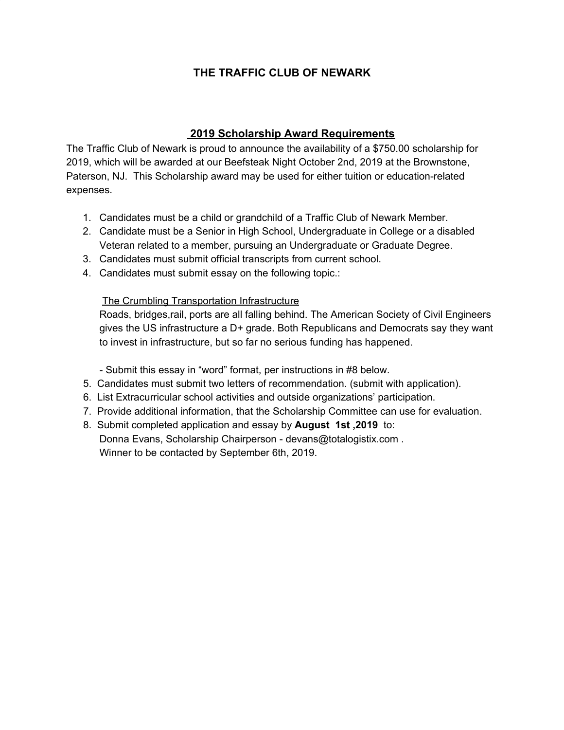# THE TRAFFIC CLUB OF NEWARK

## 2019 Scholarship Award Requirements

The Traffic Club of Newark is proud to announce the availability of a $750.00 scholarship for 2019, which will be awarded at our Beefsteak Night October 2nd, 2019 at the Brownstone, Paterson, NJ. This Scholarship award may be used for either tuition or education-related expenses.

1. Candidates must be a child or grandchild of a Traffic Club of Newark Member.
2. Candidate must be a Senior in High School, Undergraduate in College or a disabled Veteran related to a member, pursuing an Undergraduate or Graduate Degree.
3. Candidates must submit official transcripts from current school.
4. Candidates must submit essay on the following topic.:

   The Crumbling Transportation Infrastructure
   Roads, bridges,rail, ports are all falling behind. The American Society of Civil Engineers gives the US infrastructure a D+ grade. Both Republicans and Democrats say they want to invest in infrastructure, but so far no serious funding has happened.

   - Submit this essay in "word" format, per instructions in #8 below.
5. Candidates must submit two letters of recommendation. (submit with application).
6. List Extracurricular school activities and outside organizations' participation.
7. Provide additional information, that the Scholarship Committee can use for evaluation.
8. Submit completed application and essay by **August 1st ,2019** to:
   Donna Evans, Scholarship Chairperson - devans@totalogistix.com .
   Winner to be contacted by September 6th, 2019.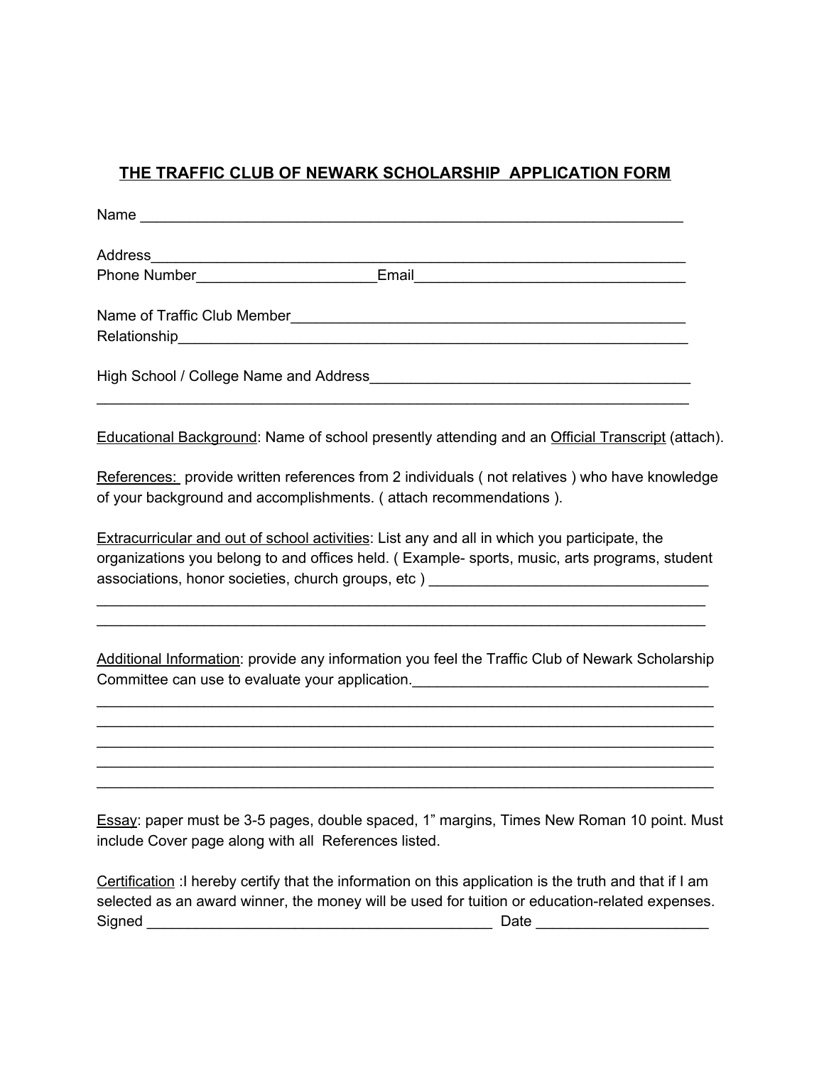# THE TRAFFIC CLUB OF NEWARK SCHOLARSHIP APPLICATION FORM

Name ____________________________________________________________________

Address__________________________________________________________________
Phone Number______________________Email_________________________________

Name of Traffic Club Member_______________________________________________
Relationship_______________________________________________________________

High School / College Name and Address______________________________________
________________________________________________________________________

Educational Background: Name of school presently attending and an Official Transcript (attach).

References: provide written references from 2 individuals ( not relatives ) who have knowledge of your background and accomplishments. ( attach recommendations ).

Extracurricular and out of school activities: List any and all in which you participate, the organizations you belong to and offices held. ( Example- sports, music, arts programs, student associations, honor societies, church groups, etc ) __________________________________
________________________________________________________________________
________________________________________________________________________

Additional Information: provide any information you feel the Traffic Club of Newark Scholarship Committee can use to evaluate your application.____________________________________
________________________________________________________________________
________________________________________________________________________
________________________________________________________________________
________________________________________________________________________
________________________________________________________________________

Essay: paper must be 3-5 pages, double spaced, 1" margins, Times New Roman 10 point. Must include Cover page along with all References listed.

Certification :I hereby certify that the information on this application is the truth and that if I am selected as an award winner, the money will be used for tuition or education-related expenses.
Signed ___________________________________________ Date ____________________